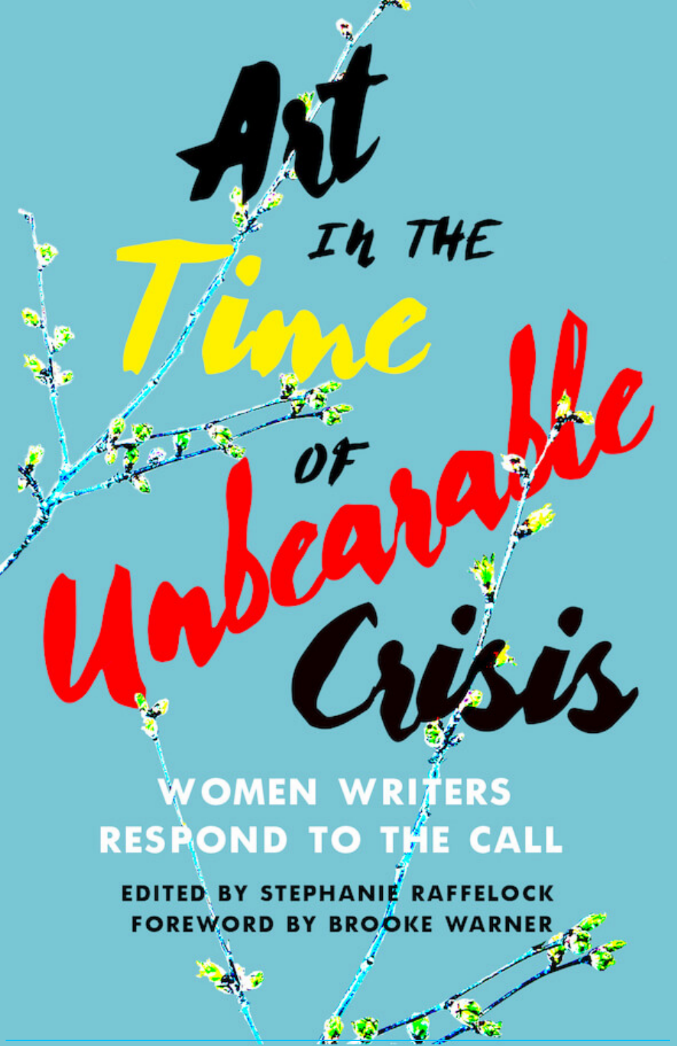# Art in the Time of Unbearable Crisis

## WOMEN WRITERS RESPOND TO THE CALL

EDITED BY STEPHANIE RAFFELOCK

FOREWORD BY BROOKE WARNER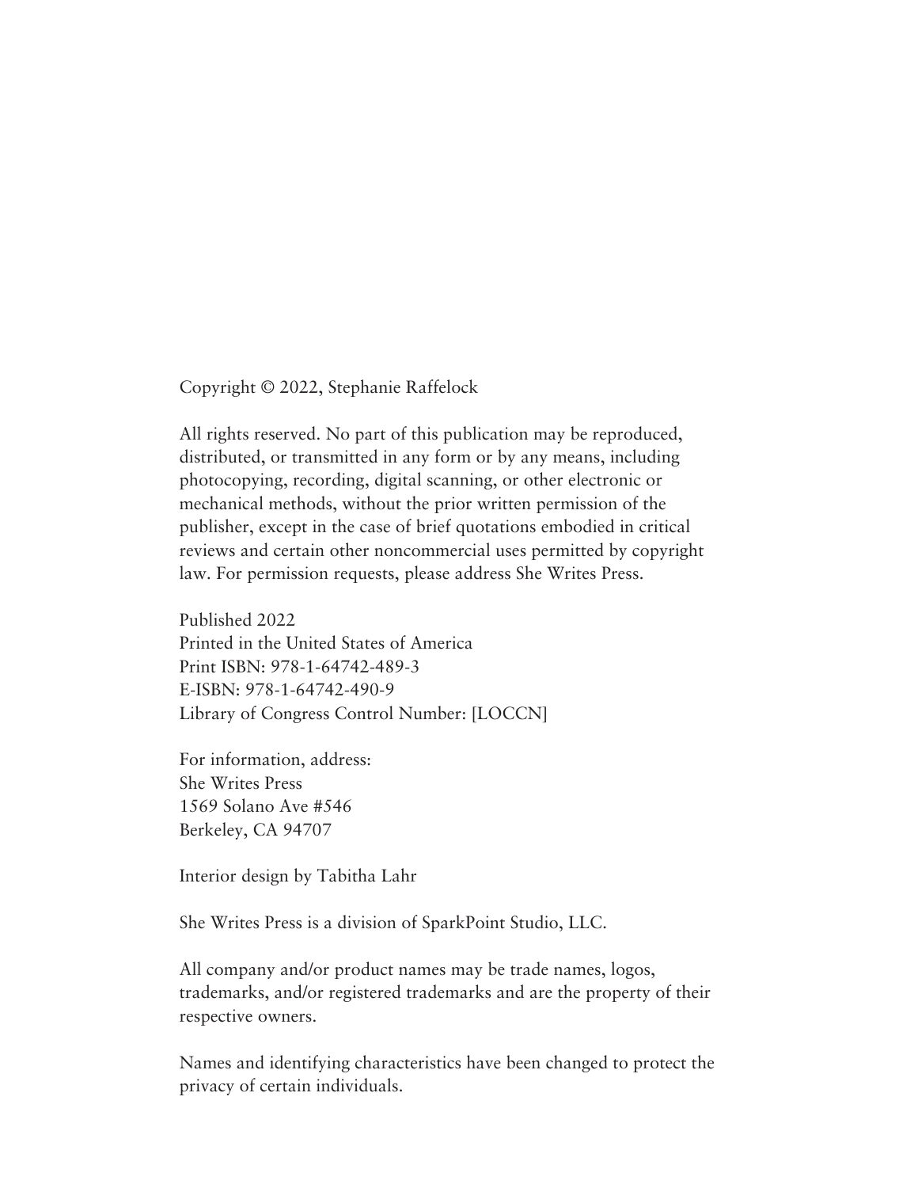Copyright © 2022, Stephanie Raffelock

All rights reserved. No part of this publication may be reproduced, distributed, or transmitted in any form or by any means, including photocopying, recording, digital scanning, or other electronic or mechanical methods, without the prior written permission of the publisher, except in the case of brief quotations embodied in critical reviews and certain other noncommercial uses permitted by copyright law. For permission requests, please address She Writes Press.

Published 2022  
Printed in the United States of America  
Print ISBN: 978-1-64742-489-3  
E-ISBN: 978-1-64742-490-9  
Library of Congress Control Number: [LOCCN]

For information, address:  
She Writes Press  
1569 Solano Ave #546  
Berkeley, CA 94707

Interior design by Tabitha Lahr

She Writes Press is a division of SparkPoint Studio, LLC.

All company and/or product names may be trade names, logos, trademarks, and/or registered trademarks and are the property of their respective owners.

Names and identifying characteristics have been changed to protect the privacy of certain individuals.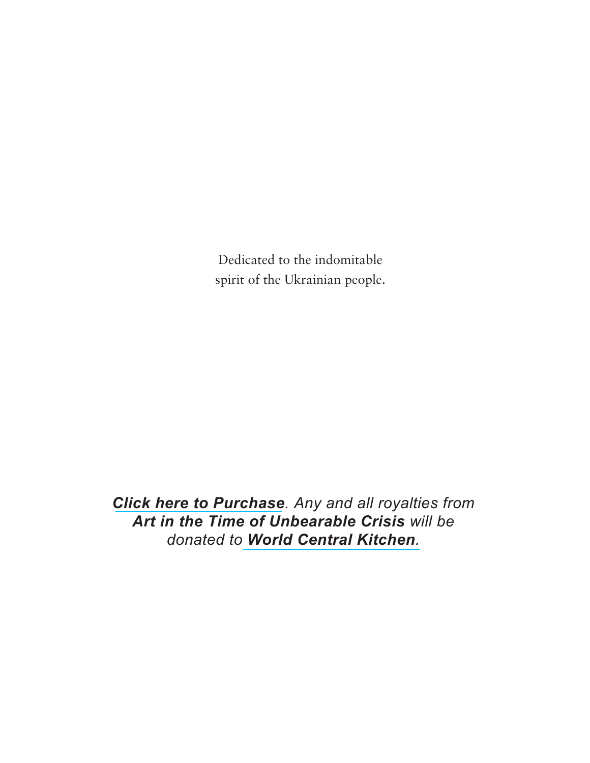Dedicated to the indomitable
spirit of the Ukrainian people.

***Click here to Purchase**. Any and all royalties from **Art in the Time of Unbearable Crisis** will be donated to **World Central Kitchen**.*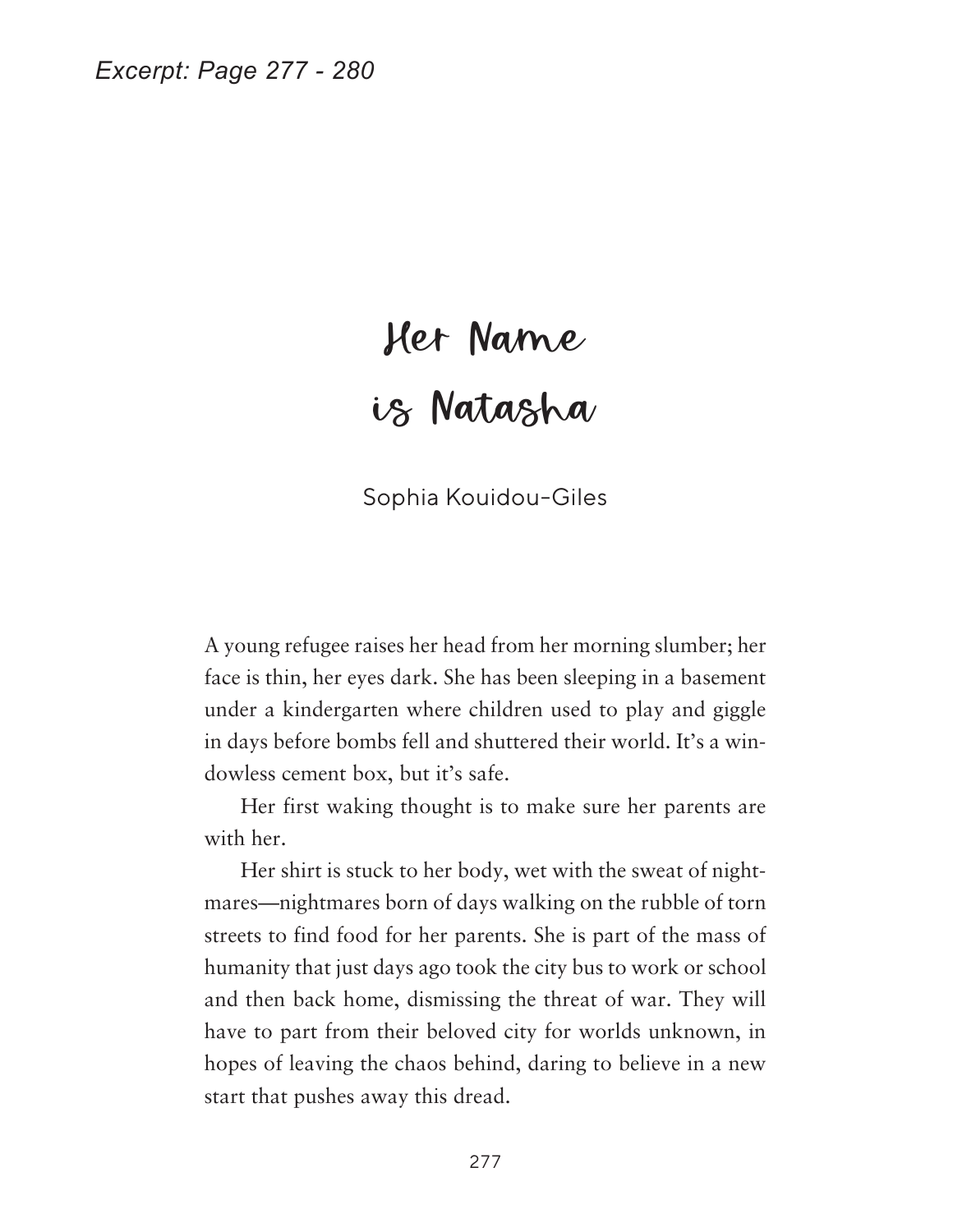*Excerpt: Page 277 - 280*

# Her Name is Natasha

Sophia Kouidou-Giles

A young refugee raises her head from her morning slumber; her face is thin, her eyes dark. She has been sleeping in a basement under a kindergarten where children used to play and giggle in days before bombs fell and shuttered their world. It's a windowless cement box, but it's safe.

Her first waking thought is to make sure her parents are with her.

Her shirt is stuck to her body, wet with the sweat of nightmares—nightmares born of days walking on the rubble of torn streets to find food for her parents. She is part of the mass of humanity that just days ago took the city bus to work or school and then back home, dismissing the threat of war. They will have to part from their beloved city for worlds unknown, in hopes of leaving the chaos behind, daring to believe in a new start that pushes away this dread.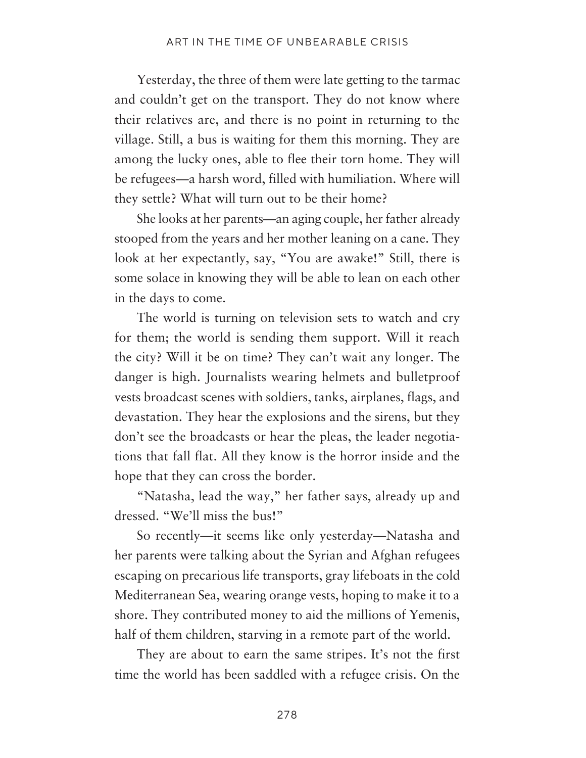Yesterday, the three of them were late getting to the tarmac and couldn't get on the transport. They do not know where their relatives are, and there is no point in returning to the village. Still, a bus is waiting for them this morning. They are among the lucky ones, able to flee their torn home. They will be refugees—a harsh word, filled with humiliation. Where will they settle? What will turn out to be their home?

She looks at her parents—an aging couple, her father already stooped from the years and her mother leaning on a cane. They look at her expectantly, say, "You are awake!" Still, there is some solace in knowing they will be able to lean on each other in the days to come.

The world is turning on television sets to watch and cry for them; the world is sending them support. Will it reach the city? Will it be on time? They can't wait any longer. The danger is high. Journalists wearing helmets and bulletproof vests broadcast scenes with soldiers, tanks, airplanes, flags, and devastation. They hear the explosions and the sirens, but they don't see the broadcasts or hear the pleas, the leader negotiations that fall flat. All they know is the horror inside and the hope that they can cross the border.

"Natasha, lead the way," her father says, already up and dressed. "We'll miss the bus!"

So recently—it seems like only yesterday—Natasha and her parents were talking about the Syrian and Afghan refugees escaping on precarious life transports, gray lifeboats in the cold Mediterranean Sea, wearing orange vests, hoping to make it to a shore. They contributed money to aid the millions of Yemenis, half of them children, starving in a remote part of the world.

They are about to earn the same stripes. It's not the first time the world has been saddled with a refugee crisis. On the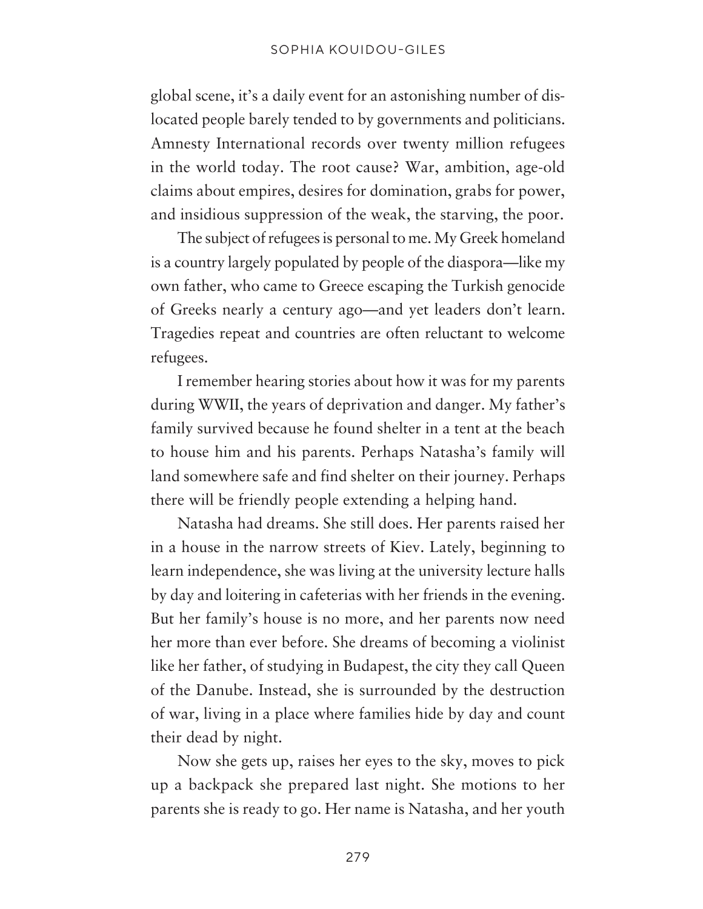global scene, it's a daily event for an astonishing number of dislocated people barely tended to by governments and politicians. Amnesty International records over twenty million refugees in the world today. The root cause? War, ambition, age-old claims about empires, desires for domination, grabs for power, and insidious suppression of the weak, the starving, the poor.

The subject of refugees is personal to me. My Greek homeland is a country largely populated by people of the diaspora—like my own father, who came to Greece escaping the Turkish genocide of Greeks nearly a century ago—and yet leaders don't learn. Tragedies repeat and countries are often reluctant to welcome refugees.

I remember hearing stories about how it was for my parents during WWII, the years of deprivation and danger. My father's family survived because he found shelter in a tent at the beach to house him and his parents. Perhaps Natasha's family will land somewhere safe and find shelter on their journey. Perhaps there will be friendly people extending a helping hand.

Natasha had dreams. She still does. Her parents raised her in a house in the narrow streets of Kiev. Lately, beginning to learn independence, she was living at the university lecture halls by day and loitering in cafeterias with her friends in the evening. But her family's house is no more, and her parents now need her more than ever before. She dreams of becoming a violinist like her father, of studying in Budapest, the city they call Queen of the Danube. Instead, she is surrounded by the destruction of war, living in a place where families hide by day and count their dead by night.

Now she gets up, raises her eyes to the sky, moves to pick up a backpack she prepared last night. She motions to her parents she is ready to go. Her name is Natasha, and her youth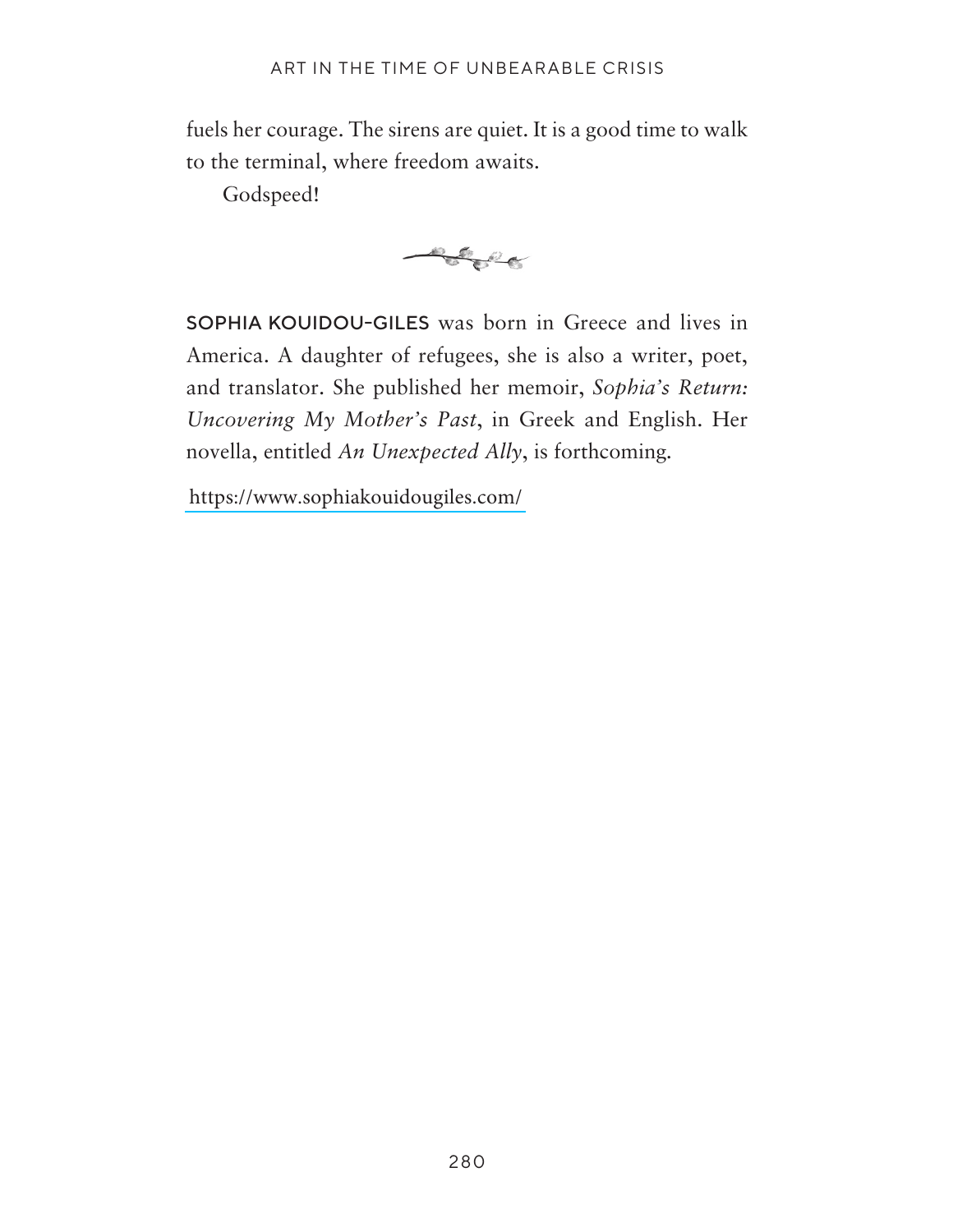fuels her courage. The sirens are quiet. It is a good time to walk to the terminal, where freedom awaits.

Godspeed!

SOPHIA KOUIDOU-GILES was born in Greece and lives in America. A daughter of refugees, she is also a writer, poet, and translator. She published her memoir, *Sophia's Return: Uncovering My Mother's Past*, in Greek and English. Her novella, entitled *An Unexpected Ally*, is forthcoming.

https://www.sophiakouidougiles.com/